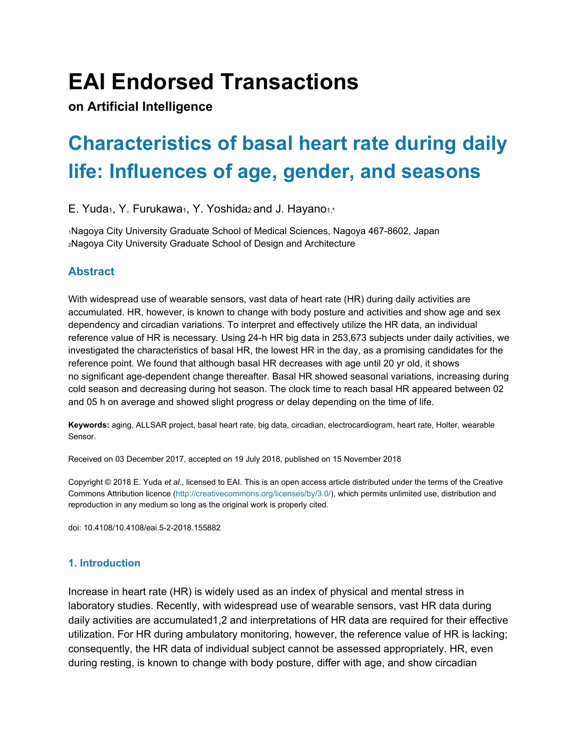# EAI Endorsed Transactions

**on Artificial Intelligence**

# Characteristics of basal heart rate during daily life: Influences of age, gender, and seasons

E. Yuda[1], Y. Furukawa[1], Y. Yoshida[2] and J. Hayano[1,*]

[1]Nagoya City University Graduate School of Medical Sciences, Nagoya 467-8602, Japan
[2]Nagoya City University Graduate School of Design and Architecture

## Abstract

With widespread use of wearable sensors, vast data of heart rate (HR) during daily activities are accumulated. HR, however, is known to change with body posture and activities and show age and sex dependency and circadian variations. To interpret and effectively utilize the HR data, an individual reference value of HR is necessary. Using 24-h HR big data in 253,673 subjects under daily activities, we investigated the characteristics of basal HR, the lowest HR in the day, as a promising candidates for the reference point. We found that although basal HR decreases with age until 20 yr old, it shows no significant age-dependent change thereafter. Basal HR showed seasonal variations, increasing during cold season and decreasing during hot season. The clock time to reach basal HR appeared between 02 and 05 h on average and showed slight progress or delay depending on the time of life.

**Keywords:** aging, ALLSAR project, basal heart rate, big data, circadian, electrocardiogram, heart rate, Holter, wearable Sensor.

Received on 03 December 2017, accepted on 19 July 2018, published on 15 November 2018

Copyright © 2018 E. Yuda *et al.*, licensed to EAI. This is an open access article distributed under the terms of the Creative Commons Attribution licence (http://creativecommons.org/licenses/by/3.0/), which permits unlimited use, distribution and reproduction in any medium so long as the original work is properly cited.

doi: 10.4108/10.4108/eai.5-2-2018.155882

## 1. Introduction

Increase in heart rate (HR) is widely used as an index of physical and mental stress in laboratory studies. Recently, with widespread use of wearable sensors, vast HR data during daily activities are accumulated[1,2] and interpretations of HR data are required for their effective utilization. For HR during ambulatory monitoring, however, the reference value of HR is lacking; consequently, the HR data of individual subject cannot be assessed appropriately. HR, even during resting, is known to change with body posture, differ with age, and show circadian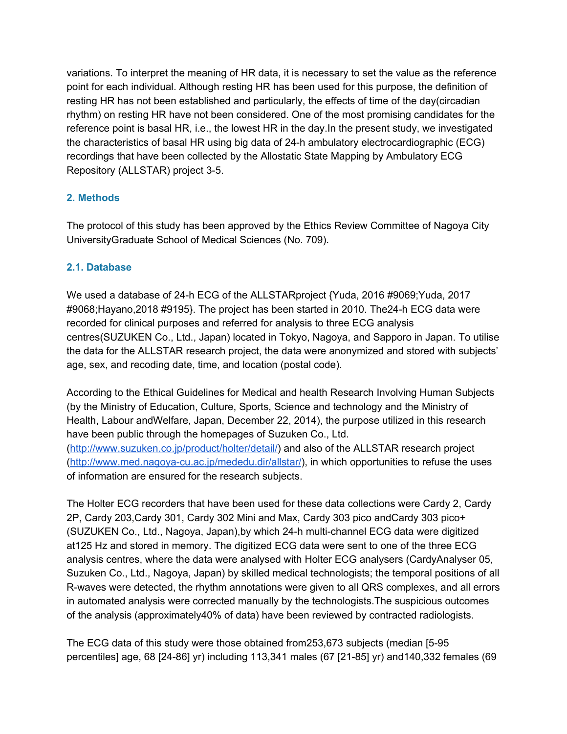variations. To interpret the meaning of HR data, it is necessary to set the value as the reference point for each individual. Although resting HR has been used for this purpose, the definition of resting HR has not been established and particularly, the effects of time of the day(circadian rhythm) on resting HR have not been considered. One of the most promising candidates for the reference point is basal HR, i.e., the lowest HR in the day.In the present study, we investigated the characteristics of basal HR using big data of 24-h ambulatory electrocardiographic (ECG) recordings that have been collected by the Allostatic State Mapping by Ambulatory ECG Repository (ALLSTAR) project 3-5.

## 2. Methods

The protocol of this study has been approved by the Ethics Review Committee of Nagoya City UniversityGraduate School of Medical Sciences (No. 709).

### 2.1. Database

We used a database of 24-h ECG of the ALLSTARproject {Yuda, 2016 #9069;Yuda, 2017 #9068;Hayano,2018 #9195}. The project has been started in 2010. The24-h ECG data were recorded for clinical purposes and referred for analysis to three ECG analysis centres(SUZUKEN Co., Ltd., Japan) located in Tokyo, Nagoya, and Sapporo in Japan. To utilise the data for the ALLSTAR research project, the data were anonymized and stored with subjects' age, sex, and recoding date, time, and location (postal code).

According to the Ethical Guidelines for Medical and health Research Involving Human Subjects (by the Ministry of Education, Culture, Sports, Science and technology and the Ministry of Health, Labour andWelfare, Japan, December 22, 2014), the purpose utilized in this research have been public through the homepages of Suzuken Co., Ltd. (http://www.suzuken.co.jp/product/holter/detail/) and also of the ALLSTAR research project (http://www.med.nagoya-cu.ac.jp/mededu.dir/allstar/), in which opportunities to refuse the uses of information are ensured for the research subjects.

The Holter ECG recorders that have been used for these data collections were Cardy 2, Cardy 2P, Cardy 203,Cardy 301, Cardy 302 Mini and Max, Cardy 303 pico andCardy 303 pico+ (SUZUKEN Co., Ltd., Nagoya, Japan),by which 24-h multi-channel ECG data were digitized at125 Hz and stored in memory. The digitized ECG data were sent to one of the three ECG analysis centres, where the data were analysed with Holter ECG analysers (CardyAnalyser 05, Suzuken Co., Ltd., Nagoya, Japan) by skilled medical technologists; the temporal positions of all R-waves were detected, the rhythm annotations were given to all QRS complexes, and all errors in automated analysis were corrected manually by the technologists.The suspicious outcomes of the analysis (approximately40% of data) have been reviewed by contracted radiologists.

The ECG data of this study were those obtained from253,673 subjects (median [5-95 percentiles] age, 68 [24-86] yr) including 113,341 males (67 [21-85] yr) and140,332 females (69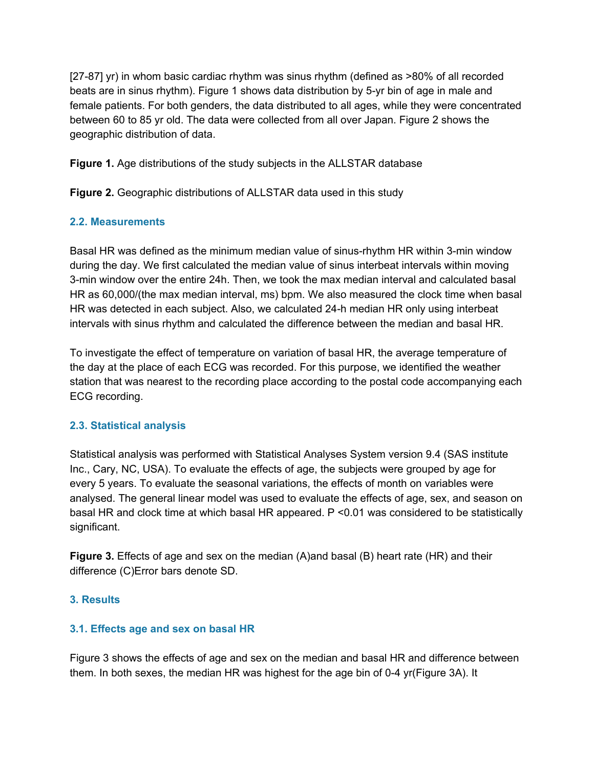[27-87] yr) in whom basic cardiac rhythm was sinus rhythm (defined as >80% of all recorded beats are in sinus rhythm). Figure 1 shows data distribution by 5-yr bin of age in male and female patients. For both genders, the data distributed to all ages, while they were concentrated between 60 to 85 yr old. The data were collected from all over Japan. Figure 2 shows the geographic distribution of data.

**Figure 1.** Age distributions of the study subjects in the ALLSTAR database

**Figure 2.** Geographic distributions of ALLSTAR data used in this study

### 2.2. Measurements

Basal HR was defined as the minimum median value of sinus-rhythm HR within 3-min window during the day. We first calculated the median value of sinus interbeat intervals within moving 3-min window over the entire 24h. Then, we took the max median interval and calculated basal HR as 60,000/(the max median interval, ms) bpm. We also measured the clock time when basal HR was detected in each subject. Also, we calculated 24-h median HR only using interbeat intervals with sinus rhythm and calculated the difference between the median and basal HR.

To investigate the effect of temperature on variation of basal HR, the average temperature of the day at the place of each ECG was recorded. For this purpose, we identified the weather station that was nearest to the recording place according to the postal code accompanying each ECG recording.

### 2.3. Statistical analysis

Statistical analysis was performed with Statistical Analyses System version 9.4 (SAS institute Inc., Cary, NC, USA). To evaluate the effects of age, the subjects were grouped by age for every 5 years. To evaluate the seasonal variations, the effects of month on variables were analysed. The general linear model was used to evaluate the effects of age, sex, and season on basal HR and clock time at which basal HR appeared. $P < 0.01$ was considered to be statistically significant.

**Figure 3.** Effects of age and sex on the median (A)and basal (B) heart rate (HR) and their difference (C)Error bars denote SD.

## 3. Results

### 3.1. Effects age and sex on basal HR

Figure 3 shows the effects of age and sex on the median and basal HR and difference between them. In both sexes, the median HR was highest for the age bin of 0-4 yr(Figure 3A). It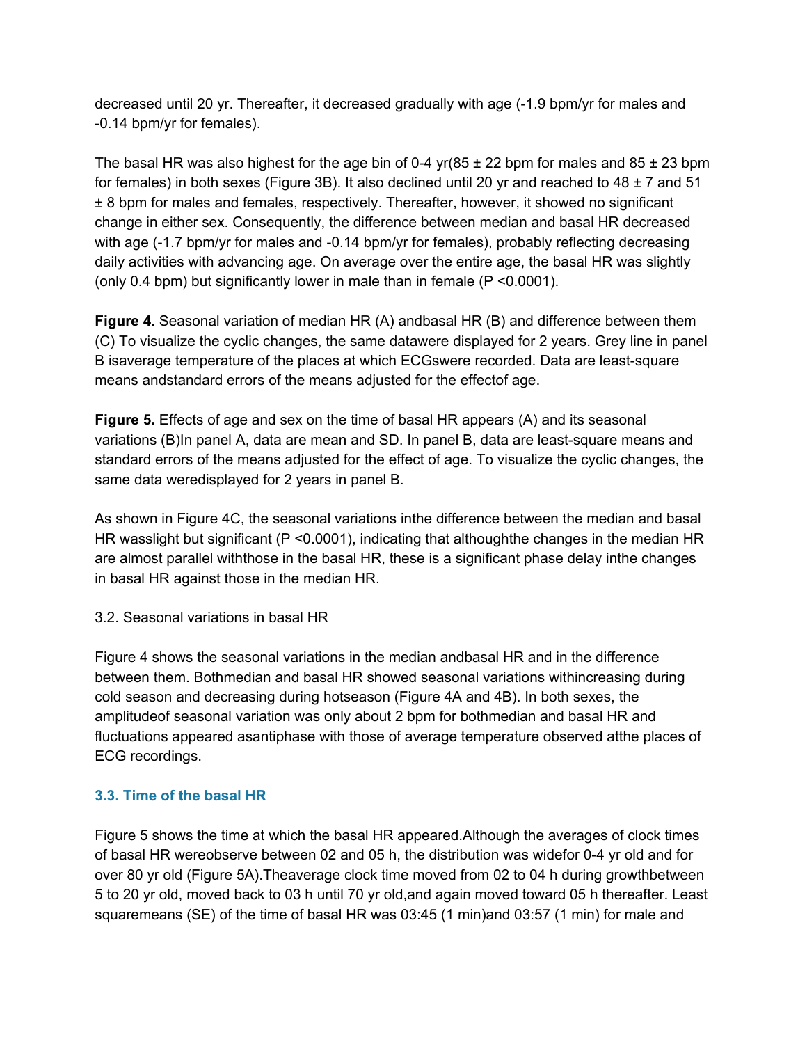decreased until 20 yr. Thereafter, it decreased gradually with age (-1.9 bpm/yr for males and -0.14 bpm/yr for females).

The basal HR was also highest for the age bin of 0-4 yr(85 ± 22 bpm for males and 85 ± 23 bpm for females) in both sexes (Figure 3B). It also declined until 20 yr and reached to 48 ± 7 and 51 ± 8 bpm for males and females, respectively. Thereafter, however, it showed no significant change in either sex. Consequently, the difference between median and basal HR decreased with age (-1.7 bpm/yr for males and -0.14 bpm/yr for females), probably reflecting decreasing daily activities with advancing age. On average over the entire age, the basal HR was slightly (only 0.4 bpm) but significantly lower in male than in female ($P < 0.0001$).

**Figure 4.** Seasonal variation of median HR (A) andbasal HR (B) and difference between them (C) To visualize the cyclic changes, the same datawere displayed for 2 years. Grey line in panel B isaverage temperature of the places at which ECGswere recorded. Data are least-square means andstandard errors of the means adjusted for the effectof age.

**Figure 5.** Effects of age and sex on the time of basal HR appears (A) and its seasonal variations (B)In panel A, data are mean and SD. In panel B, data are least-square means and standard errors of the means adjusted for the effect of age. To visualize the cyclic changes, the same data weredisplayed for 2 years in panel B.

As shown in Figure 4C, the seasonal variations inthe difference between the median and basal HR wasslight but significant ($P < 0.0001$), indicating that althoughthe changes in the median HR are almost parallel withthose in the basal HR, these is a significant phase delay inthe changes in basal HR against those in the median HR.

3.2. Seasonal variations in basal HR

Figure 4 shows the seasonal variations in the median andbasal HR and in the difference between them. Bothmedian and basal HR showed seasonal variations withincreasing during cold season and decreasing during hotseason (Figure 4A and 4B). In both sexes, the amplitudeof seasonal variation was only about 2 bpm for bothmedian and basal HR and fluctuations appeared asantiphase with those of average temperature observed atthe places of ECG recordings.

### 3.3. Time of the basal HR

Figure 5 shows the time at which the basal HR appeared.Although the averages of clock times of basal HR wereobserve between 02 and 05 h, the distribution was widefor 0-4 yr old and for over 80 yr old (Figure 5A).Theaverage clock time moved from 02 to 04 h during growthbetween 5 to 20 yr old, moved back to 03 h until 70 yr old,and again moved toward 05 h thereafter. Least squaremeans (SE) of the time of basal HR was 03:45 (1 min)and 03:57 (1 min) for male and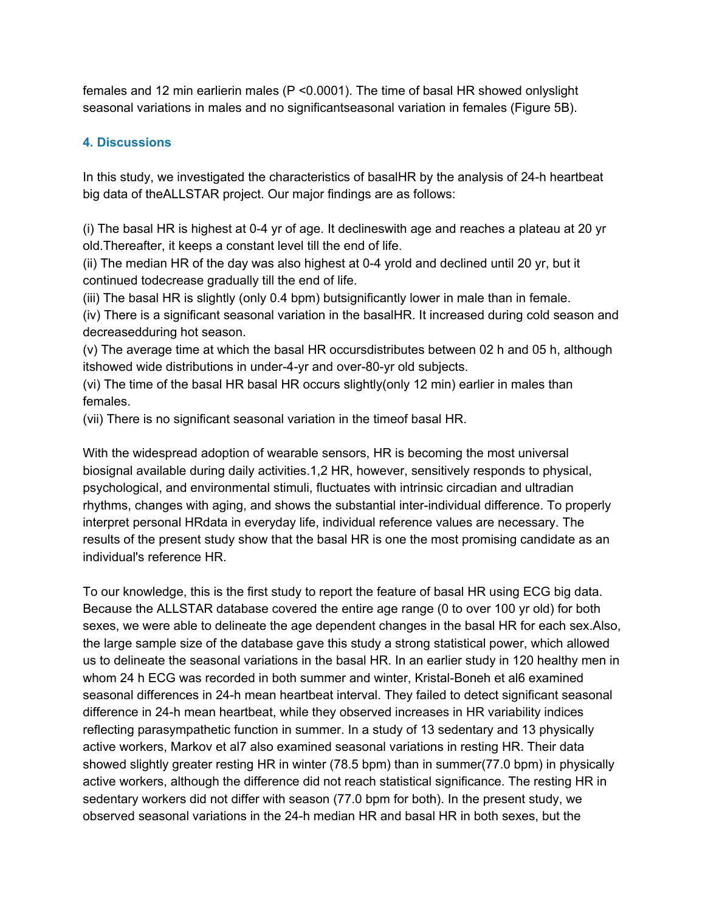females and 12 min earlierin males (P <0.0001). The time of basal HR showed onlyslight seasonal variations in males and no significantseasonal variation in females (Figure 5B).

## 4. Discussions

In this study, we investigated the characteristics of basalHR by the analysis of 24-h heartbeat big data of theALLSTAR project. Our major findings are as follows:

(i) The basal HR is highest at 0-4 yr of age. It declineswith age and reaches a plateau at 20 yr old.Thereafter, it keeps a constant level till the end of life.
(ii) The median HR of the day was also highest at 0-4 yrold and declined until 20 yr, but it continued todecrease gradually till the end of life.
(iii) The basal HR is slightly (only 0.4 bpm) butsignificantly lower in male than in female.
(iv) There is a significant seasonal variation in the basalHR. It increased during cold season and decreasedduring hot season.
(v) The average time at which the basal HR occursdistributes between 02 h and 05 h, although itshowed wide distributions in under-4-yr and over-80-yr old subjects.
(vi) The time of the basal HR basal HR occurs slightly(only 12 min) earlier in males than females.
(vii) There is no significant seasonal variation in the timeof basal HR.

With the widespread adoption of wearable sensors, HR is becoming the most universal biosignal available during daily activities.[1,2] HR, however, sensitively responds to physical, psychological, and environmental stimuli, fluctuates with intrinsic circadian and ultradian rhythms, changes with aging, and shows the substantial inter-individual difference. To properly interpret personal HRdata in everyday life, individual reference values are necessary. The results of the present study show that the basal HR is one the most promising candidate as an individual's reference HR.

To our knowledge, this is the first study to report the feature of basal HR using ECG big data. Because the ALLSTAR database covered the entire age range (0 to over 100 yr old) for both sexes, we were able to delineate the age dependent changes in the basal HR for each sex.Also, the large sample size of the database gave this study a strong statistical power, which allowed us to delineate the seasonal variations in the basal HR. In an earlier study in 120 healthy men in whom 24 h ECG was recorded in both summer and winter, Kristal-Boneh et al[6] examined seasonal differences in 24-h mean heartbeat interval. They failed to detect significant seasonal difference in 24-h mean heartbeat, while they observed increases in HR variability indices reflecting parasympathetic function in summer. In a study of 13 sedentary and 13 physically active workers, Markov et al[7] also examined seasonal variations in resting HR. Their data showed slightly greater resting HR in winter (78.5 bpm) than in summer(77.0 bpm) in physically active workers, although the difference did not reach statistical significance. The resting HR in sedentary workers did not differ with season (77.0 bpm for both). In the present study, we observed seasonal variations in the 24-h median HR and basal HR in both sexes, but the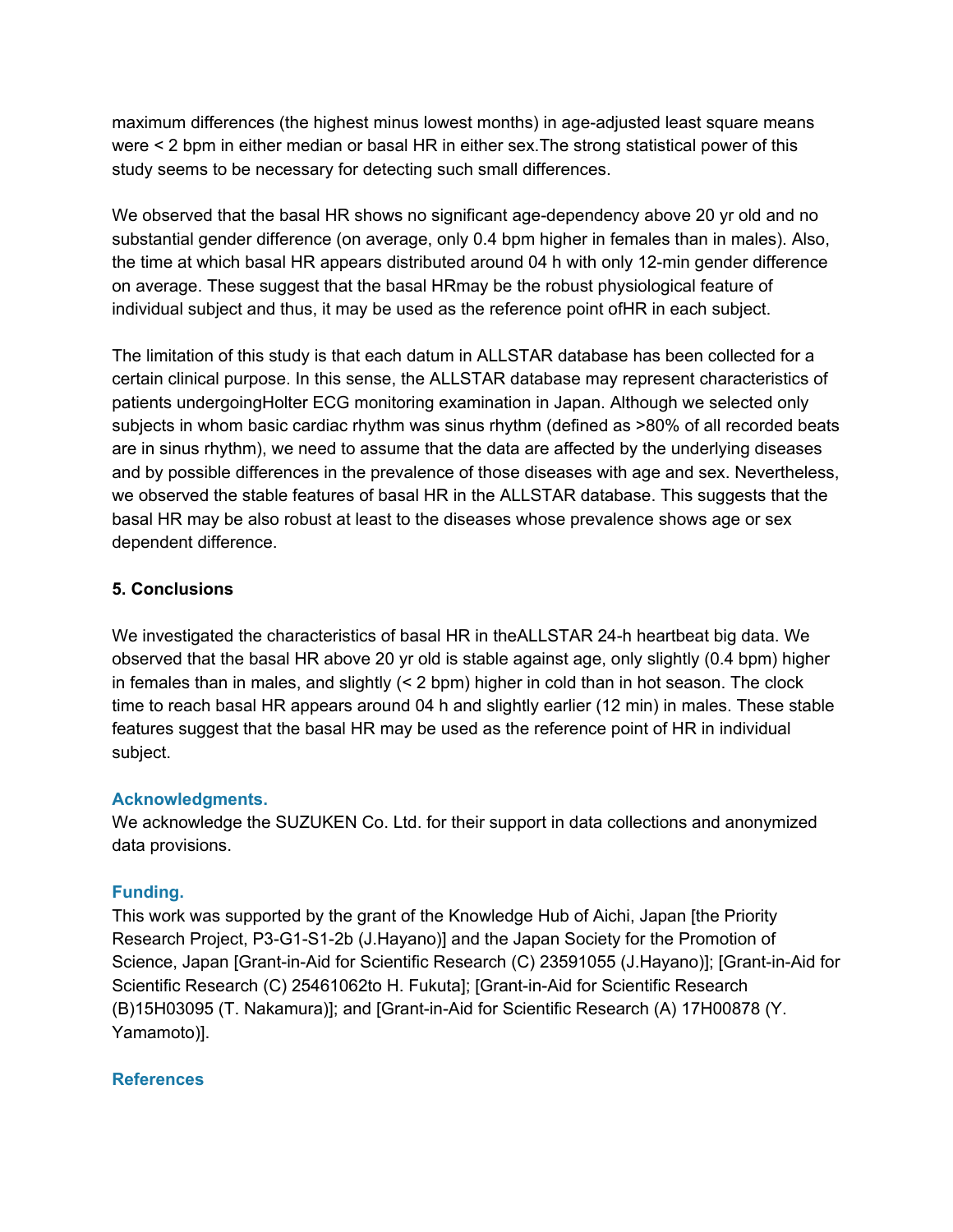maximum differences (the highest minus lowest months) in age-adjusted least square means were < 2 bpm in either median or basal HR in either sex.The strong statistical power of this study seems to be necessary for detecting such small differences.

We observed that the basal HR shows no significant age-dependency above 20 yr old and no substantial gender difference (on average, only 0.4 bpm higher in females than in males). Also, the time at which basal HR appears distributed around 04 h with only 12-min gender difference on average. These suggest that the basal HRmay be the robust physiological feature of individual subject and thus, it may be used as the reference point ofHR in each subject.

The limitation of this study is that each datum in ALLSTAR database has been collected for a certain clinical purpose. In this sense, the ALLSTAR database may represent characteristics of patients undergoingHolter ECG monitoring examination in Japan. Although we selected only subjects in whom basic cardiac rhythm was sinus rhythm (defined as >80% of all recorded beats are in sinus rhythm), we need to assume that the data are affected by the underlying diseases and by possible differences in the prevalence of those diseases with age and sex. Nevertheless, we observed the stable features of basal HR in the ALLSTAR database. This suggests that the basal HR may be also robust at least to the diseases whose prevalence shows age or sex dependent difference.

## 5. Conclusions

We investigated the characteristics of basal HR in theALLSTAR 24-h heartbeat big data. We observed that the basal HR above 20 yr old is stable against age, only slightly (0.4 bpm) higher in females than in males, and slightly (< 2 bpm) higher in cold than in hot season. The clock time to reach basal HR appears around 04 h and slightly earlier (12 min) in males. These stable features suggest that the basal HR may be used as the reference point of HR in individual subject.

### Acknowledgments.

We acknowledge the SUZUKEN Co. Ltd. for their support in data collections and anonymized data provisions.

### Funding.

This work was supported by the grant of the Knowledge Hub of Aichi, Japan [the Priority Research Project, P3-G1-S1-2b (J.Hayano)] and the Japan Society for the Promotion of Science, Japan [Grant-in-Aid for Scientific Research (C) 23591055 (J.Hayano)]; [Grant-in-Aid for Scientific Research (C) 25461062to H. Fukuta]; [Grant-in-Aid for Scientific Research (B)15H03095 (T. Nakamura)]; and [Grant-in-Aid for Scientific Research (A) 17H00878 (Y. Yamamoto)].

### References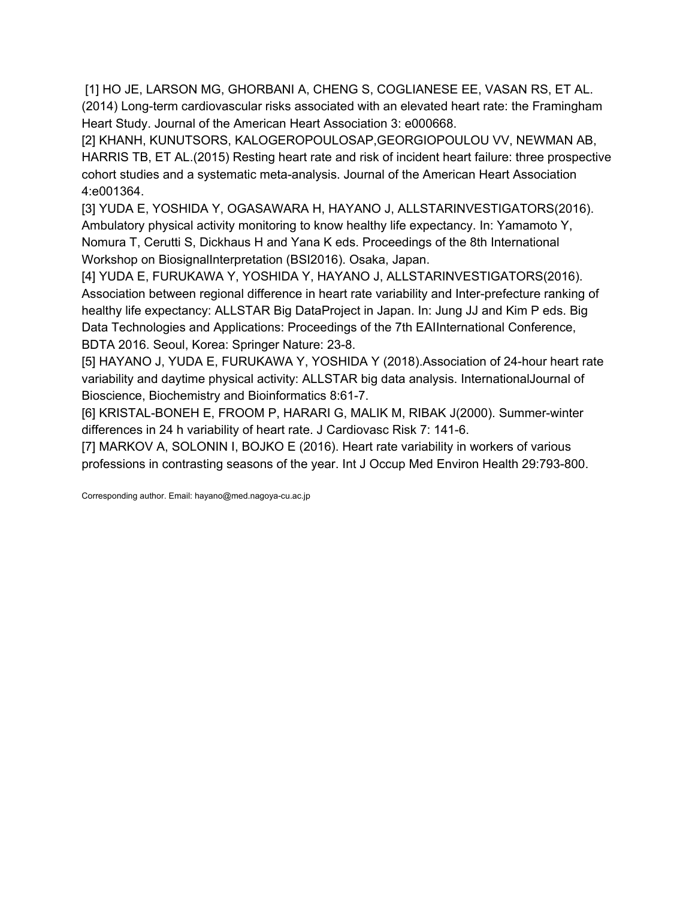[1] HO JE, LARSON MG, GHORBANI A, CHENG S, COGLIANESE EE, VASAN RS, ET AL. (2014) Long-term cardiovascular risks associated with an elevated heart rate: the Framingham Heart Study. Journal of the American Heart Association 3: e000668.

[2] KHANH, KUNUTSORS, KALOGEROPOULOSAP,GEORGIOPOULOU VV, NEWMAN AB, HARRIS TB, ET AL.(2015) Resting heart rate and risk of incident heart failure: three prospective cohort studies and a systematic meta-analysis. Journal of the American Heart Association 4:e001364.

[3] YUDA E, YOSHIDA Y, OGASAWARA H, HAYANO J, ALLSTARINVESTIGATORS(2016). Ambulatory physical activity monitoring to know healthy life expectancy. In: Yamamoto Y, Nomura T, Cerutti S, Dickhaus H and Yana K eds. Proceedings of the 8th International Workshop on BiosignalInterpretation (BSI2016). Osaka, Japan.

[4] YUDA E, FURUKAWA Y, YOSHIDA Y, HAYANO J, ALLSTARINVESTIGATORS(2016). Association between regional difference in heart rate variability and Inter-prefecture ranking of healthy life expectancy: ALLSTAR Big DataProject in Japan. In: Jung JJ and Kim P eds. Big Data Technologies and Applications: Proceedings of the 7th EAIInternational Conference, BDTA 2016. Seoul, Korea: Springer Nature: 23-8.

[5] HAYANO J, YUDA E, FURUKAWA Y, YOSHIDA Y (2018).Association of 24-hour heart rate variability and daytime physical activity: ALLSTAR big data analysis. InternationalJournal of Bioscience, Biochemistry and Bioinformatics 8:61-7.

[6] KRISTAL-BONEH E, FROOM P, HARARI G, MALIK M, RIBAK J(2000). Summer-winter differences in 24 h variability of heart rate. J Cardiovasc Risk 7: 141-6.

[7] MARKOV A, SOLONIN I, BOJKO E (2016). Heart rate variability in workers of various professions in contrasting seasons of the year. Int J Occup Med Environ Health 29:793-800.

Corresponding author. Email: hayano@med.nagoya-cu.ac.jp